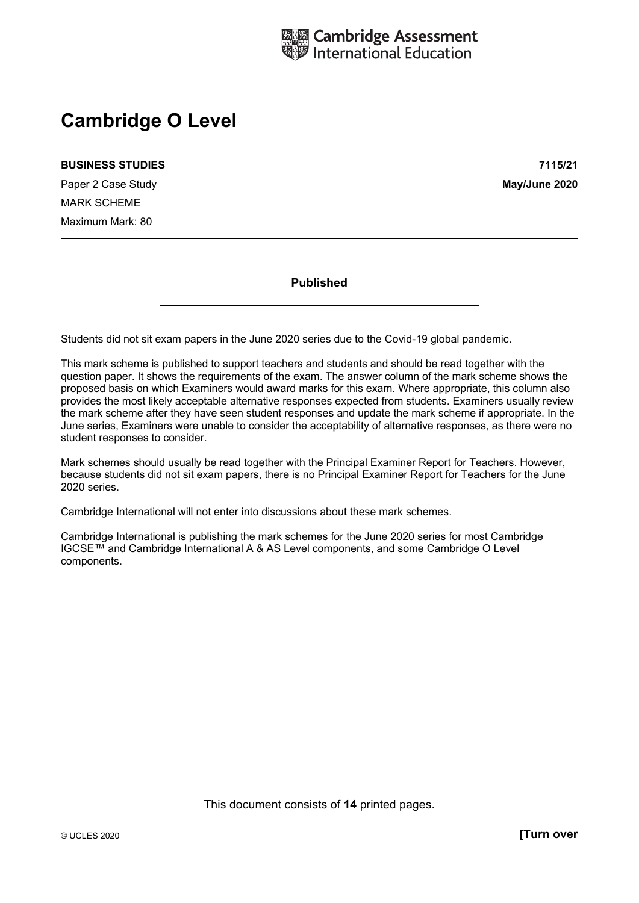Cambridge Assessment International Education

# Cambridge O Level

**BUSINESS STUDIES** **7115/21**

Paper 2 Case Study **May/June 2020**

MARK SCHEME

Maximum Mark: 80

**Published**

Students did not sit exam papers in the June 2020 series due to the Covid-19 global pandemic.

This mark scheme is published to support teachers and students and should be read together with the question paper. It shows the requirements of the exam. The answer column of the mark scheme shows the proposed basis on which Examiners would award marks for this exam. Where appropriate, this column also provides the most likely acceptable alternative responses expected from students. Examiners usually review the mark scheme after they have seen student responses and update the mark scheme if appropriate. In the June series, Examiners were unable to consider the acceptability of alternative responses, as there were no student responses to consider.

Mark schemes should usually be read together with the Principal Examiner Report for Teachers. However, because students did not sit exam papers, there is no Principal Examiner Report for Teachers for the June 2020 series.

Cambridge International will not enter into discussions about these mark schemes.

Cambridge International is publishing the mark schemes for the June 2020 series for most Cambridge IGCSE™ and Cambridge International A & AS Level components, and some Cambridge O Level components.

This document consists of **14** printed pages.

© UCLES 2020 **[Turn over**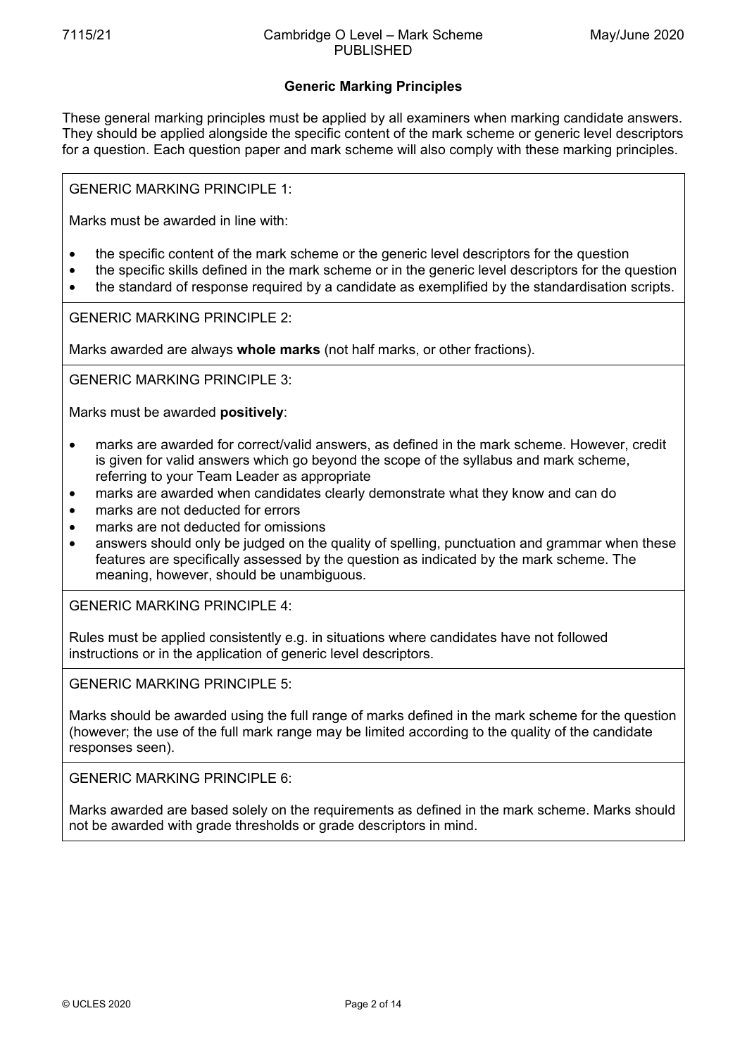## Generic Marking Principles

These general marking principles must be applied by all examiners when marking candidate answers. They should be applied alongside the specific content of the mark scheme or generic level descriptors for a question. Each question paper and mark scheme will also comply with these marking principles.

GENERIC MARKING PRINCIPLE 1:

Marks must be awarded in line with:

- the specific content of the mark scheme or the generic level descriptors for the question
- the specific skills defined in the mark scheme or in the generic level descriptors for the question
- the standard of response required by a candidate as exemplified by the standardisation scripts.

GENERIC MARKING PRINCIPLE 2:

Marks awarded are always **whole marks** (not half marks, or other fractions).

GENERIC MARKING PRINCIPLE 3:

Marks must be awarded **positively**:

- marks are awarded for correct/valid answers, as defined in the mark scheme. However, credit is given for valid answers which go beyond the scope of the syllabus and mark scheme, referring to your Team Leader as appropriate
- marks are awarded when candidates clearly demonstrate what they know and can do
- marks are not deducted for errors
- marks are not deducted for omissions
- answers should only be judged on the quality of spelling, punctuation and grammar when these features are specifically assessed by the question as indicated by the mark scheme. The meaning, however, should be unambiguous.

GENERIC MARKING PRINCIPLE 4:

Rules must be applied consistently e.g. in situations where candidates have not followed instructions or in the application of generic level descriptors.

GENERIC MARKING PRINCIPLE 5:

Marks should be awarded using the full range of marks defined in the mark scheme for the question (however; the use of the full mark range may be limited according to the quality of the candidate responses seen).

GENERIC MARKING PRINCIPLE 6:

Marks awarded are based solely on the requirements as defined in the mark scheme. Marks should not be awarded with grade thresholds or grade descriptors in mind.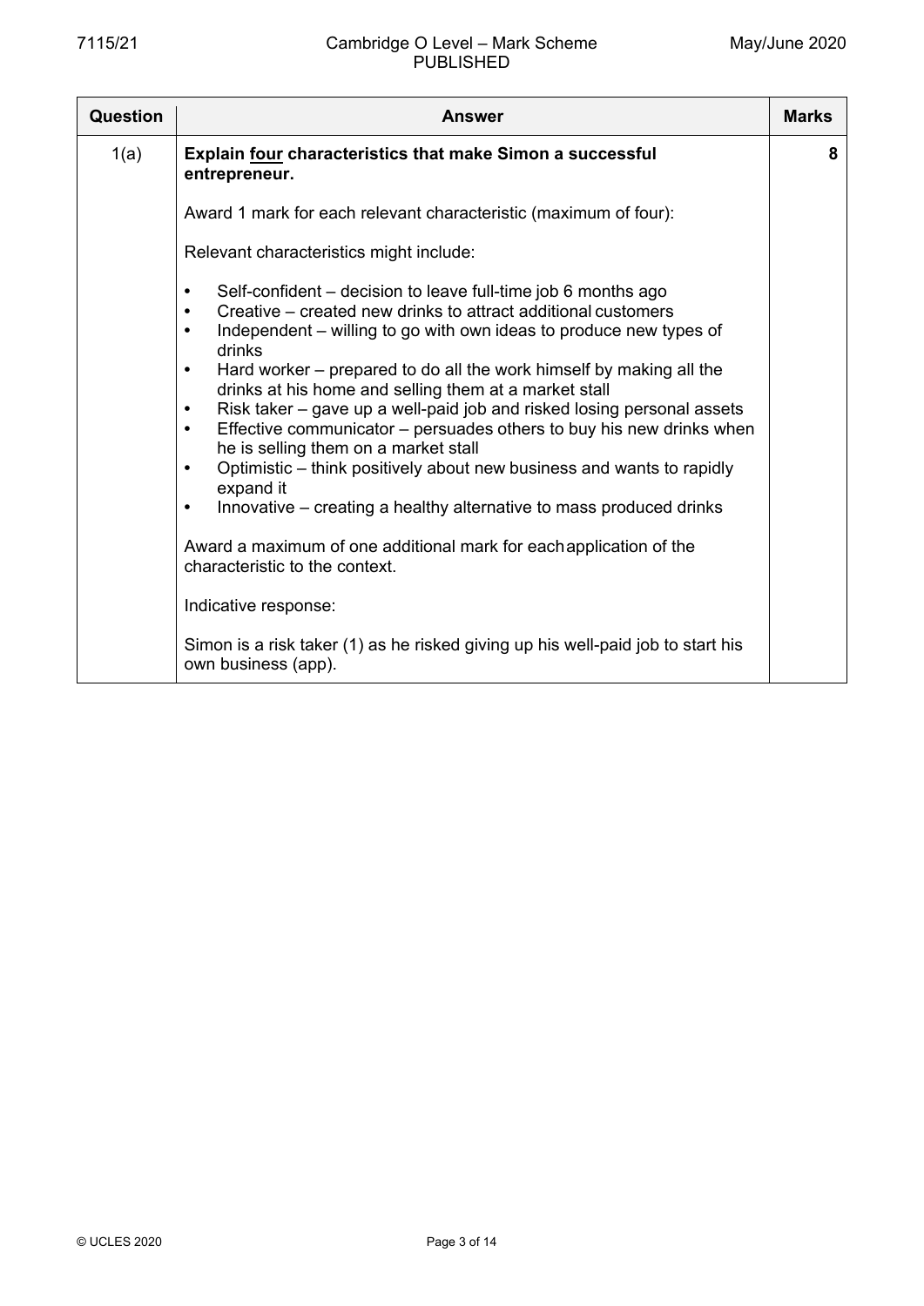| Question | Answer | Marks |
|---|---|---|
| 1(a) | **Explain <u>four</u> characteristics that make Simon a successful entrepreneur.**<br><br>Award 1 mark for each relevant characteristic (maximum of four):<br><br>Relevant characteristics might include:<br><br>• Self-confident – decision to leave full-time job 6 months ago<br>• Creative – created new drinks to attract additional customers<br>• Independent – willing to go with own ideas to produce new types of drinks<br>• Hard worker – prepared to do all the work himself by making all the drinks at his home and selling them at a market stall<br>• Risk taker – gave up a well-paid job and risked losing personal assets<br>• Effective communicator – persuades others to buy his new drinks when he is selling them on a market stall<br>• Optimistic – think positively about new business and wants to rapidly expand it<br>• Innovative – creating a healthy alternative to mass produced drinks<br><br>Award a maximum of one additional mark for each application of the characteristic to the context.<br><br>Indicative response:<br><br>Simon is a risk taker (1) as he risked giving up his well-paid job to start his own business (app). | 8 |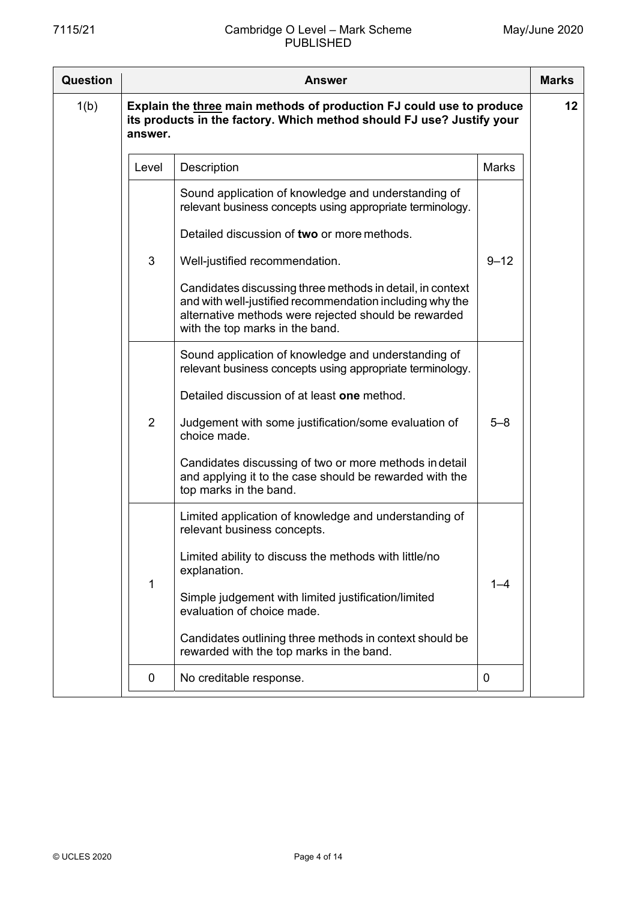| Question | Answer | Marks |
| --- | --- | --- |
| 1(b) | **Explain the three main methods of production FJ could use to produce its products in the factory. Which method should FJ use? Justify your answer.** | 12 |

| Level | Description | Marks |
| --- | --- | --- |
| 3 | Sound application of knowledge and understanding of relevant business concepts using appropriate terminology.<br><br>Detailed discussion of **two** or more methods.<br><br>Well-justified recommendation.<br><br>Candidates discussing three methods in detail, in context and with well-justified recommendation including why the alternative methods were rejected should be rewarded with the top marks in the band. | 9–12 |
| 2 | Sound application of knowledge and understanding of relevant business concepts using appropriate terminology.<br><br>Detailed discussion of at least **one** method.<br><br>Judgement with some justification/some evaluation of choice made.<br><br>Candidates discussing of two or more methods in detail and applying it to the case should be rewarded with the top marks in the band. | 5–8 |
| 1 | Limited application of knowledge and understanding of relevant business concepts.<br><br>Limited ability to discuss the methods with little/no explanation.<br><br>Simple judgement with limited justification/limited evaluation of choice made.<br><br>Candidates outlining three methods in context should be rewarded with the top marks in the band. | 1–4 |
| 0 | No creditable response. | 0 |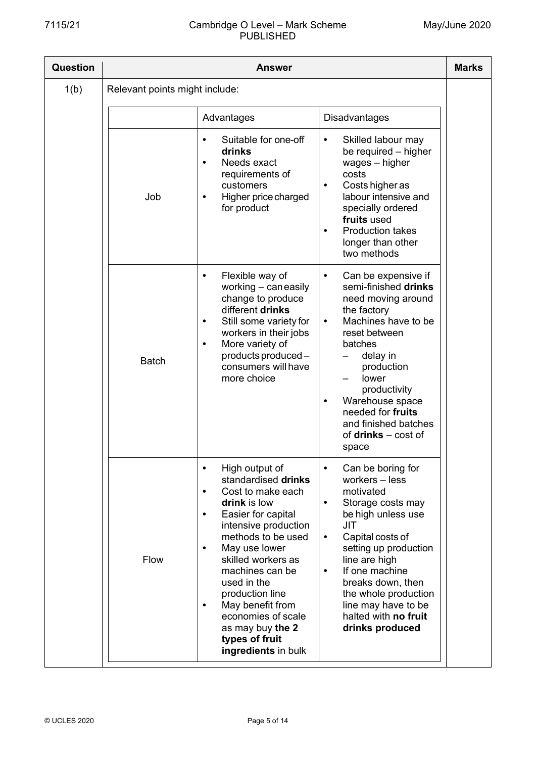| Question | Answer | Marks |
|---|---|---|
| 1(b) | Relevant points might include: | |

| | Advantages | Disadvantages |
|---|---|---|
| Job | • Suitable for one-off **drinks**<br>• Needs exact requirements of customers<br>• Higher price charged for product | • Skilled labour may be required – higher wages – higher costs<br>• Costs higher as labour intensive and specially ordered **fruits** used<br>• Production takes longer than other two methods |
| Batch | • Flexible way of working – can easily change to produce different **drinks**<br>• Still some variety for workers in their jobs<br>• More variety of products produced – consumers will have more choice | • Can be expensive if semi-finished **drinks** need moving around the factory<br>• Machines have to be reset between batches<br>  – delay in production<br>  – lower productivity<br>• Warehouse space needed for **fruits** and finished batches of **drinks** – cost of space |
| Flow | • High output of standardised **drinks**<br>• Cost to make each **drink** is low<br>• Easier for capital intensive production methods to be used<br>• May use lower skilled workers as machines can be used in the production line<br>• May benefit from economies of scale as may buy **the 2 types of fruit ingredients** in bulk | • Can be boring for workers – less motivated<br>• Storage costs may be high unless use JIT<br>• Capital costs of setting up production line are high<br>• If one machine breaks down, then the whole production line may have to be halted with **no fruit drinks produced** |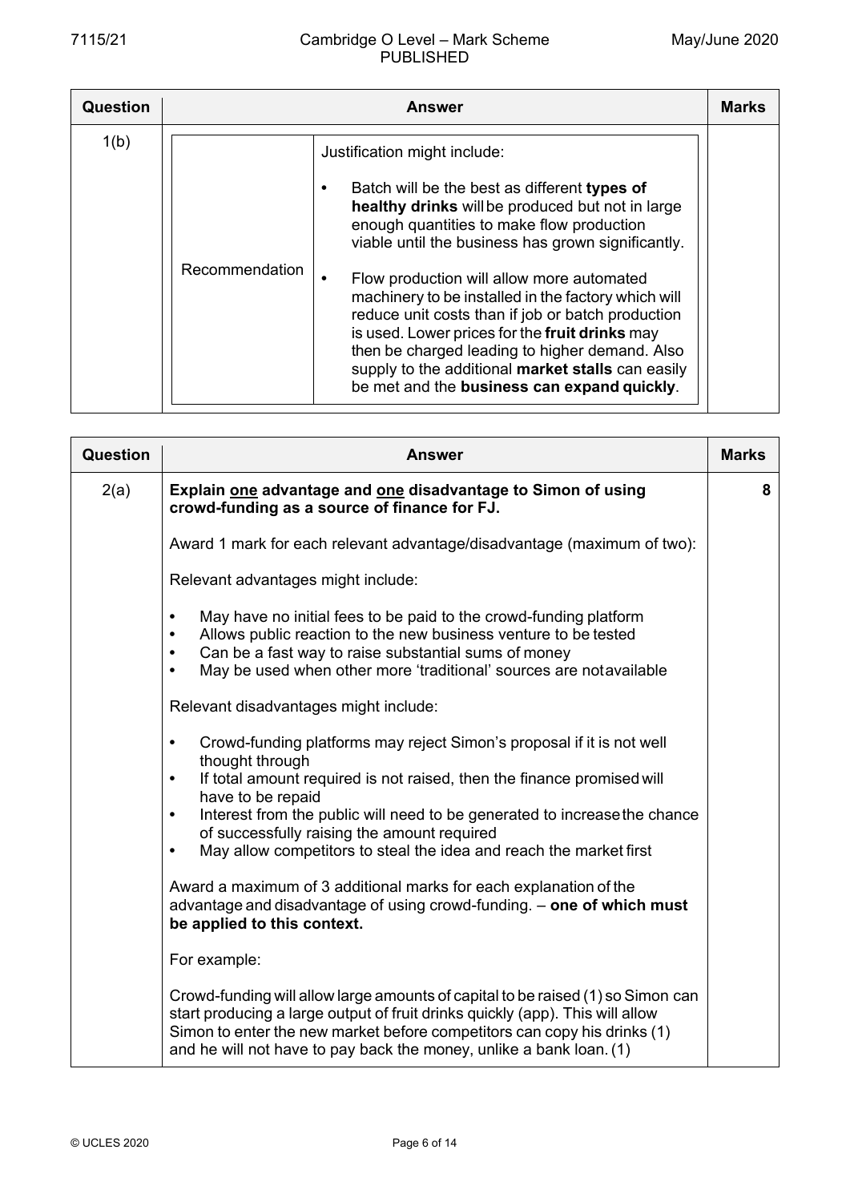| Question | Answer | | Marks |
|---|---|---|---|
| 1(b) | Recommendation | Justification might include:<br><br>• Batch will be the best as different **types of healthy drinks** will be produced but not in large enough quantities to make flow production viable until the business has grown significantly.<br><br>• Flow production will allow more automated machinery to be installed in the factory which will reduce unit costs than if job or batch production is used. Lower prices for the **fruit drinks** may then be charged leading to higher demand. Also supply to the additional **market stalls** can easily be met and the **business can expand quickly**. | |

| Question | Answer | Marks |
|---|---|---|
| 2(a) | **Explain <u>one</u> advantage and <u>one</u> disadvantage to Simon of using crowd-funding as a source of finance for FJ.**<br><br>Award 1 mark for each relevant advantage/disadvantage (maximum of two):<br><br>Relevant advantages might include:<br><br>• May have no initial fees to be paid to the crowd-funding platform<br>• Allows public reaction to the new business venture to be tested<br>• Can be a fast way to raise substantial sums of money<br>• May be used when other more 'traditional' sources are not available<br><br>Relevant disadvantages might include:<br><br>• Crowd-funding platforms may reject Simon's proposal if it is not well thought through<br>• If total amount required is not raised, then the finance promised will have to be repaid<br>• Interest from the public will need to be generated to increase the chance of successfully raising the amount required<br>• May allow competitors to steal the idea and reach the market first<br><br>Award a maximum of 3 additional marks for each explanation of the advantage and disadvantage of using crowd-funding. – **one of which must be applied to this context.**<br><br>For example:<br><br>Crowd-funding will allow large amounts of capital to be raised (1) so Simon can start producing a large output of fruit drinks quickly (app). This will allow Simon to enter the new market before competitors can copy his drinks (1) and he will not have to pay back the money, unlike a bank loan. (1) | 8 |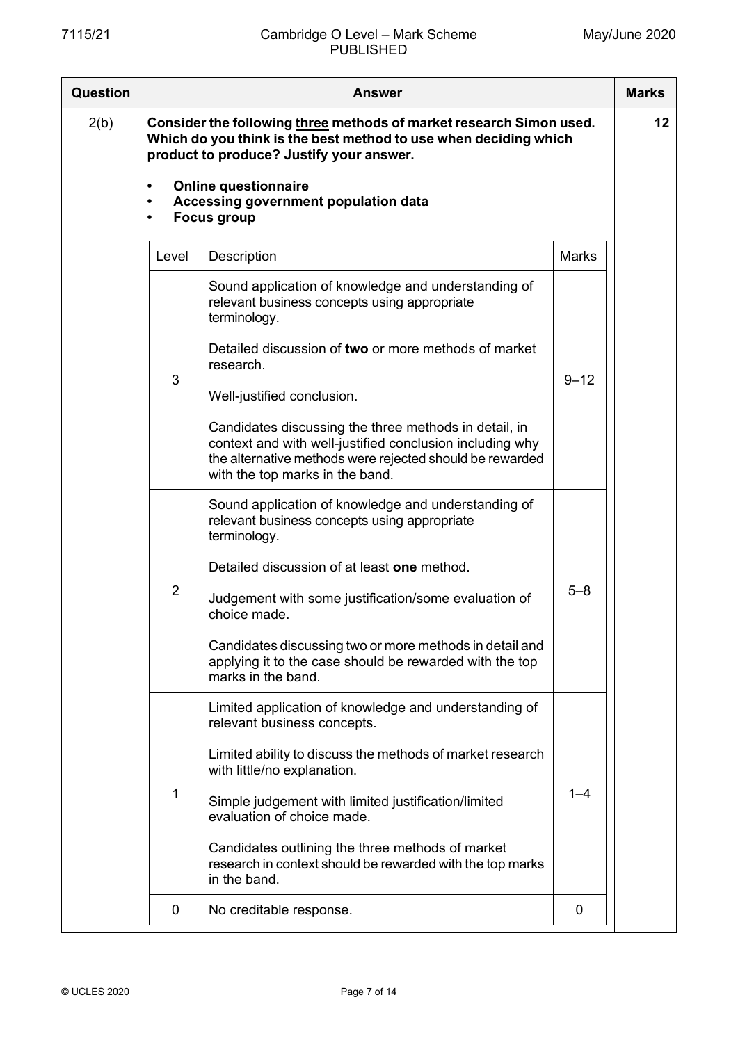| Question | Answer | Marks |
|---|---|---|
| 2(b) | **Consider the following three methods of market research Simon used. Which do you think is the best method to use when deciding which product to produce? Justify your answer.**<br><br>• **Online questionnaire**<br>• **Accessing government population data**<br>• **Focus group** | 12 |

| Level | Description | Marks |
|---|---|---|
| 3 | Sound application of knowledge and understanding of relevant business concepts using appropriate terminology.<br><br>Detailed discussion of **two** or more methods of market research.<br><br>Well-justified conclusion.<br><br>Candidates discussing the three methods in detail, in context and with well-justified conclusion including why the alternative methods were rejected should be rewarded with the top marks in the band. | 9–12 |
| 2 | Sound application of knowledge and understanding of relevant business concepts using appropriate terminology.<br><br>Detailed discussion of at least **one** method.<br><br>Judgement with some justification/some evaluation of choice made.<br><br>Candidates discussing two or more methods in detail and applying it to the case should be rewarded with the top marks in the band. | 5–8 |
| 1 | Limited application of knowledge and understanding of relevant business concepts.<br><br>Limited ability to discuss the methods of market research with little/no explanation.<br><br>Simple judgement with limited justification/limited evaluation of choice made.<br><br>Candidates outlining the three methods of market research in context should be rewarded with the top marks in the band. | 1–4 |
| 0 | No creditable response. | 0 |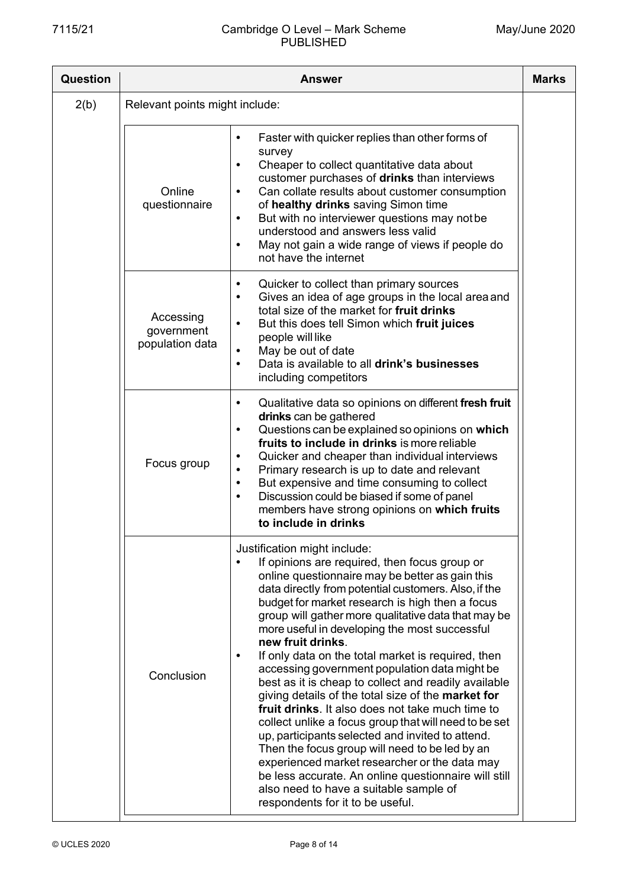| Question | Answer | | Marks |
|---|---|---|---|
| 2(b) | Relevant points might include: | | |
| | Online questionnaire | • Faster with quicker replies than other forms of survey<br>• Cheaper to collect quantitative data about customer purchases of **drinks** than interviews<br>• Can collate results about customer consumption of **healthy drinks** saving Simon time<br>• But with no interviewer questions may not be understood and answers less valid<br>• May not gain a wide range of views if people do not have the internet | |
| | Accessing government population data | • Quicker to collect than primary sources<br>• Gives an idea of age groups in the local area and total size of the market for **fruit drinks**<br>• But this does tell Simon which **fruit juices** people will like<br>• May be out of date<br>• Data is available to all **drink's businesses** including competitors | |
| | Focus group | • Qualitative data so opinions on different **fresh fruit drinks** can be gathered<br>• Questions can be explained so opinions on **which fruits to include in drinks** is more reliable<br>• Quicker and cheaper than individual interviews<br>• Primary research is up to date and relevant<br>• But expensive and time consuming to collect<br>• Discussion could be biased if some of panel members have strong opinions on **which fruits to include in drinks** | |
| | Conclusion | Justification might include:<br>• If opinions are required, then focus group or online questionnaire may be better as gain this data directly from potential customers. Also, if the budget for market research is high then a focus group will gather more qualitative data that may be more useful in developing the most successful **new fruit drinks**.<br>• If only data on the total market is required, then accessing government population data might be best as it is cheap to collect and readily available giving details of the total size of the **market for fruit drinks**. It also does not take much time to collect unlike a focus group that will need to be set up, participants selected and invited to attend. Then the focus group will need to be led by an experienced market researcher or the data may be less accurate. An online questionnaire will still also need to have a suitable sample of respondents for it to be useful. | |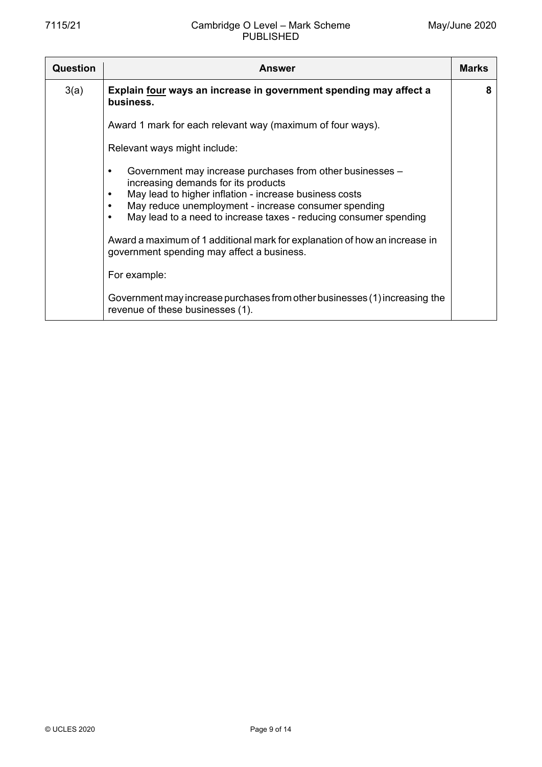| Question | Answer | Marks |
|---|---|---|
| 3(a) | **Explain <u>four</u> ways an increase in government spending may affect a business.**<br><br>Award 1 mark for each relevant way (maximum of four ways).<br><br>Relevant ways might include:<br><br>• Government may increase purchases from other businesses – increasing demands for its products<br>• May lead to higher inflation - increase business costs<br>• May reduce unemployment - increase consumer spending<br>• May lead to a need to increase taxes - reducing consumer spending<br><br>Award a maximum of 1 additional mark for explanation of how an increase in government spending may affect a business.<br><br>For example:<br><br>Government may increase purchases from other businesses (1) increasing the revenue of these businesses (1). | 8 |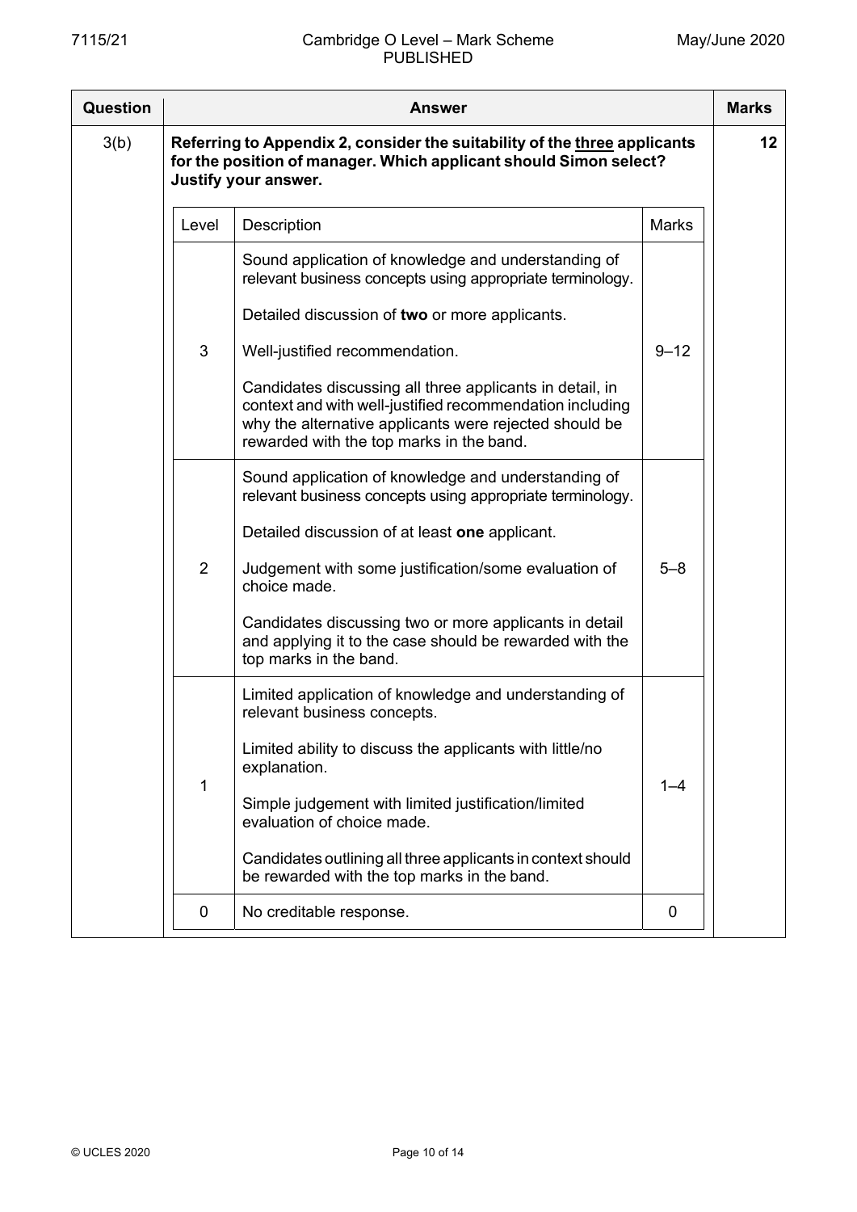| Question | Answer | | | Marks |
|---|---|---|---|---|
| 3(b) | **Referring to Appendix 2, consider the suitability of the three applicants for the position of manager. Which applicant should Simon select? Justify your answer.** | | | 12 |
| | Level | Description | Marks | |
| | 3 | Sound application of knowledge and understanding of relevant business concepts using appropriate terminology.<br><br>Detailed discussion of **two** or more applicants.<br><br>Well-justified recommendation.<br><br>Candidates discussing all three applicants in detail, in context and with well-justified recommendation including why the alternative applicants were rejected should be rewarded with the top marks in the band. | 9–12 | |
| | 2 | Sound application of knowledge and understanding of relevant business concepts using appropriate terminology.<br><br>Detailed discussion of at least **one** applicant.<br><br>Judgement with some justification/some evaluation of choice made.<br><br>Candidates discussing two or more applicants in detail and applying it to the case should be rewarded with the top marks in the band. | 5–8 | |
| | 1 | Limited application of knowledge and understanding of relevant business concepts.<br><br>Limited ability to discuss the applicants with little/no explanation.<br><br>Simple judgement with limited justification/limited evaluation of choice made.<br><br>Candidates outlining all three applicants in context should be rewarded with the top marks in the band. | 1–4 | |
| | 0 | No creditable response. | 0 | |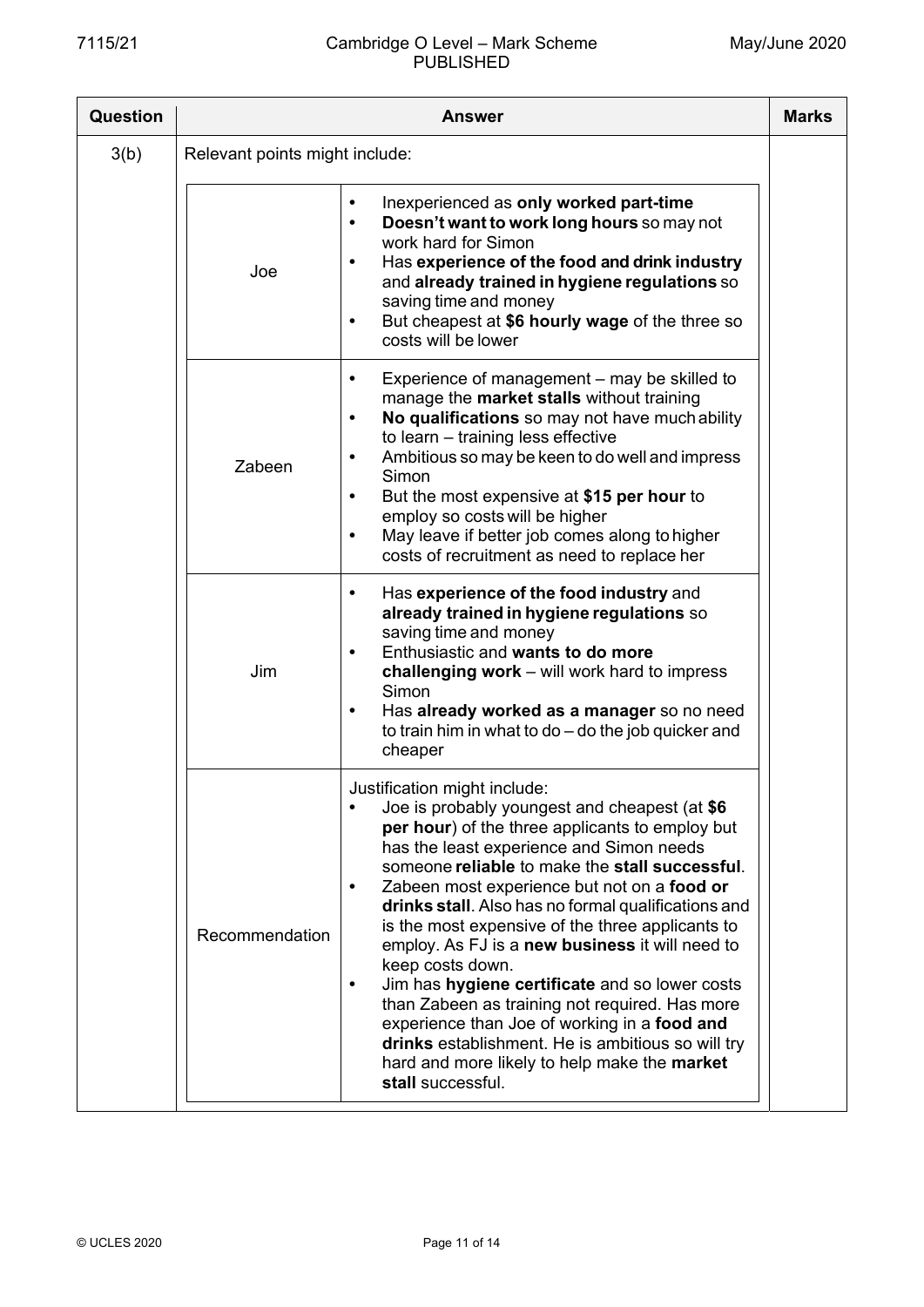| Question | Answer | | Marks |
|---|---|---|---|
| 3(b) | Relevant points might include: | | |
| | Joe | • Inexperienced as **only worked part-time**<br>• **Doesn't want to work long hours** so may not work hard for Simon<br>• Has **experience of the food and drink industry** and **already trained in hygiene regulations** so saving time and money<br>• But cheapest at **$6 hourly wage** of the three so costs will be lower | |
| | Zabeen | • Experience of management – may be skilled to manage the **market stalls** without training<br>• **No qualifications** so may not have much ability to learn – training less effective<br>• Ambitious so may be keen to do well and impress Simon<br>• But the most expensive at **$15 per hour** to employ so costs will be higher<br>• May leave if better job comes along to higher costs of recruitment as need to replace her | |
| | Jim | • Has **experience of the food industry** and **already trained in hygiene regulations** so saving time and money<br>• Enthusiastic and **wants to do more challenging work** – will work hard to impress Simon<br>• Has **already worked as a manager** so no need to train him in what to do – do the job quicker and cheaper | |
| | Recommendation | Justification might include:<br>• Joe is probably youngest and cheapest (at **$6 per hour**) of the three applicants to employ but has the least experience and Simon needs someone **reliable** to make the **stall successful**.<br>• Zabeen most experience but not on a **food or drinks stall**. Also has no formal qualifications and is the most expensive of the three applicants to employ. As FJ is a **new business** it will need to keep costs down.<br>• Jim has **hygiene certificate** and so lower costs than Zabeen as training not required. Has more experience than Joe of working in a **food and drinks** establishment. He is ambitious so will try hard and more likely to help make the **market stall** successful. | |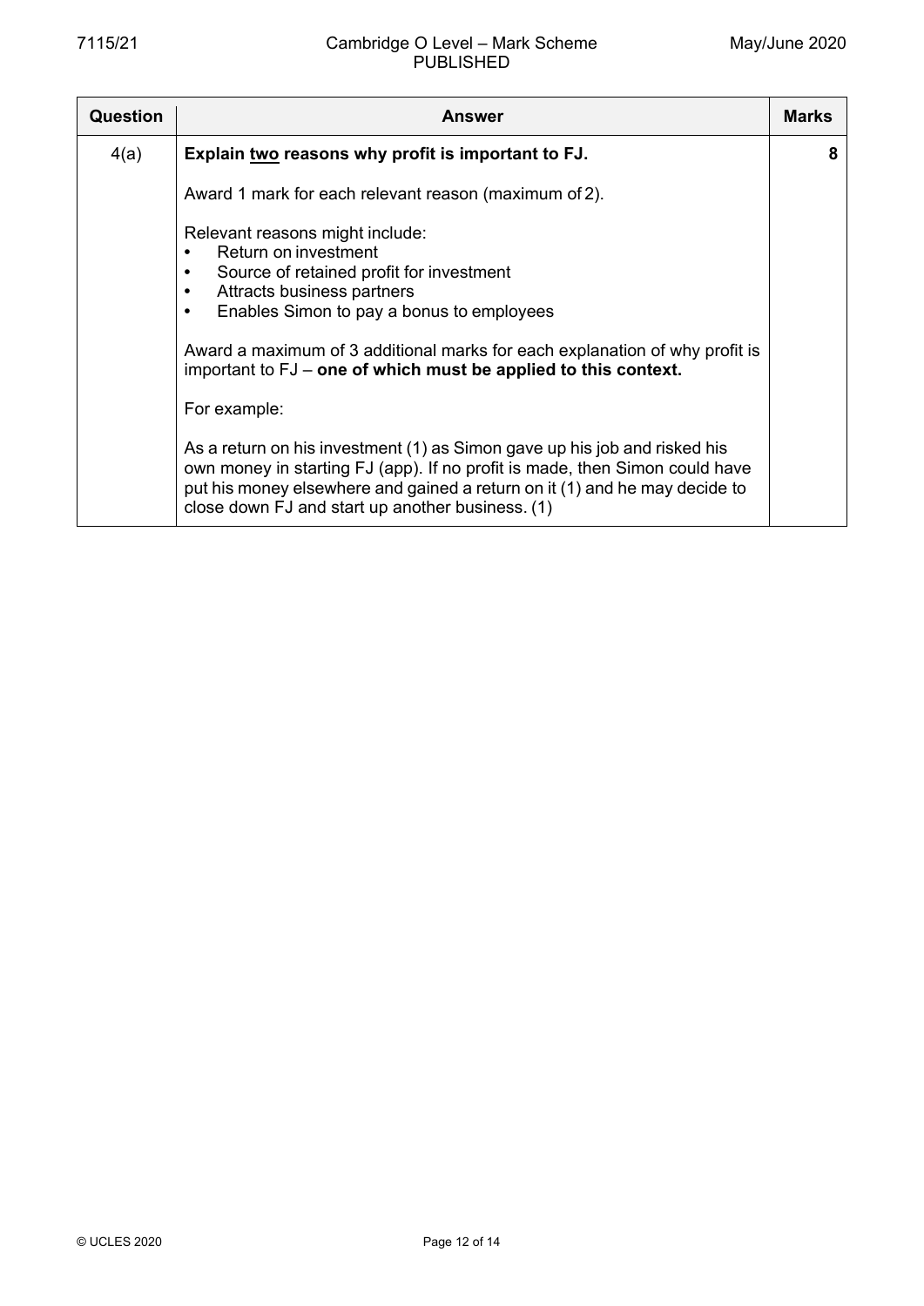| Question | Answer | Marks |
|---|---|---|
| 4(a) | **Explain <u>two</u> reasons why profit is important to FJ.**<br><br>Award 1 mark for each relevant reason (maximum of 2).<br><br>Relevant reasons might include:<br>• Return on investment<br>• Source of retained profit for investment<br>• Attracts business partners<br>• Enables Simon to pay a bonus to employees<br><br>Award a maximum of 3 additional marks for each explanation of why profit is important to FJ – **one of which must be applied to this context.**<br><br>For example:<br><br>As a return on his investment (1) as Simon gave up his job and risked his own money in starting FJ (app). If no profit is made, then Simon could have put his money elsewhere and gained a return on it (1) and he may decide to close down FJ and start up another business. (1) | 8 |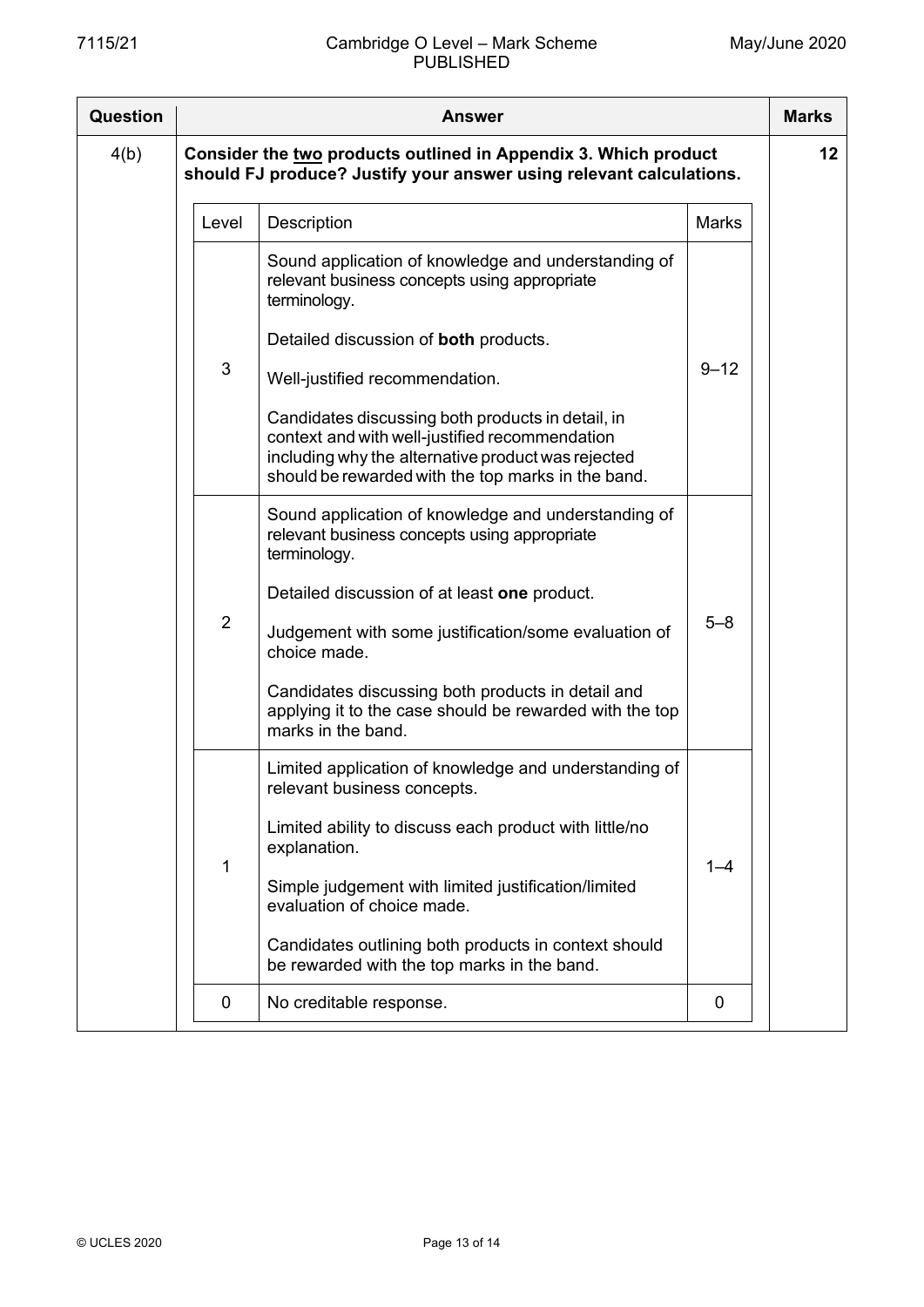| Question | Answer | Marks |
|---|---|---|
| 4(b) | **Consider the <u>two</u> products outlined in Appendix 3. Which product should FJ produce? Justify your answer using relevant calculations.** | 12 |

| Level | Description | Marks |
|---|---|---|
| 3 | Sound application of knowledge and understanding of relevant business concepts using appropriate terminology.<br><br>Detailed discussion of **both** products.<br><br>Well-justified recommendation.<br><br>Candidates discussing both products in detail, in context and with well-justified recommendation including why the alternative product was rejected should be rewarded with the top marks in the band. | 9–12 |
| 2 | Sound application of knowledge and understanding of relevant business concepts using appropriate terminology.<br><br>Detailed discussion of at least **one** product.<br><br>Judgement with some justification/some evaluation of choice made.<br><br>Candidates discussing both products in detail and applying it to the case should be rewarded with the top marks in the band. | 5–8 |
| 1 | Limited application of knowledge and understanding of relevant business concepts.<br><br>Limited ability to discuss each product with little/no explanation.<br><br>Simple judgement with limited justification/limited evaluation of choice made.<br><br>Candidates outlining both products in context should be rewarded with the top marks in the band. | 1–4 |
| 0 | No creditable response. | 0 |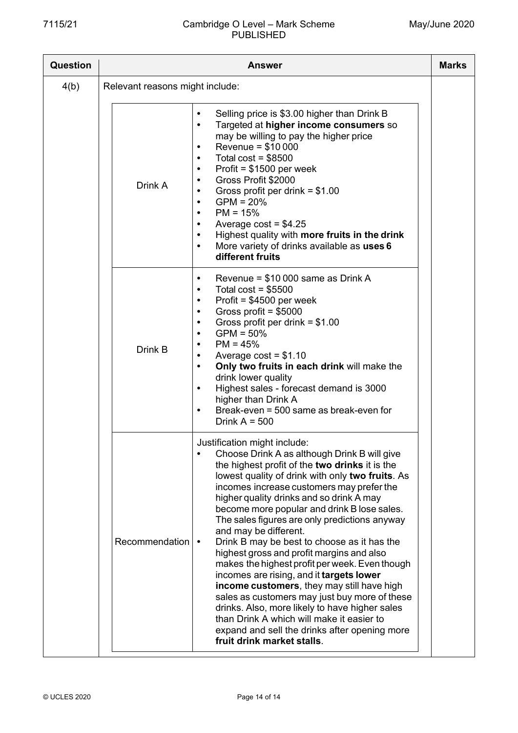| Question | Answer | Marks |
|---|---|---|
| 4(b) | Relevant reasons might include:<br><br>**Drink A**<br>• Selling price is $3.00 higher than Drink B<br>• Targeted at **higher income consumers** so may be willing to pay the higher price<br>• Revenue = $10 000<br>• Total cost = $8500<br>• Profit = $1500 per week<br>• Gross Profit $2000<br>• Gross profit per drink = $1.00<br>• GPM = 20%<br>• PM = 15%<br>• Average cost = $4.25<br>• Highest quality with **more fruits in the drink**<br>• More variety of drinks available as **uses 6 different fruits**<br><br>**Drink B**<br>• Revenue = $10 000 same as Drink A<br>• Total cost = $5500<br>• Profit = $4500 per week<br>• Gross profit = $5000<br>• Gross profit per drink = $1.00<br>• GPM = 50%<br>• PM = 45%<br>• Average cost = $1.10<br>• **Only two fruits in each drink** will make the drink lower quality<br>• Highest sales - forecast demand is 3000 higher than Drink A<br>• Break-even = 500 same as break-even for Drink A = 500<br><br>**Recommendation**<br>Justification might include:<br>• Choose Drink A as although Drink B will give the highest profit of the **two drinks** it is the lowest quality of drink with only **two fruits**. As incomes increase customers may prefer the higher quality drinks and so drink A may become more popular and drink B lose sales. The sales figures are only predictions anyway and may be different.<br>• Drink B may be best to choose as it has the highest gross and profit margins and also makes the highest profit per week. Even though incomes are rising, and it **targets lower income customers**, they may still have high sales as customers may just buy more of these drinks. Also, more likely to have higher sales than Drink A which will make it easier to expand and sell the drinks after opening more **fruit drink market stalls**. | |